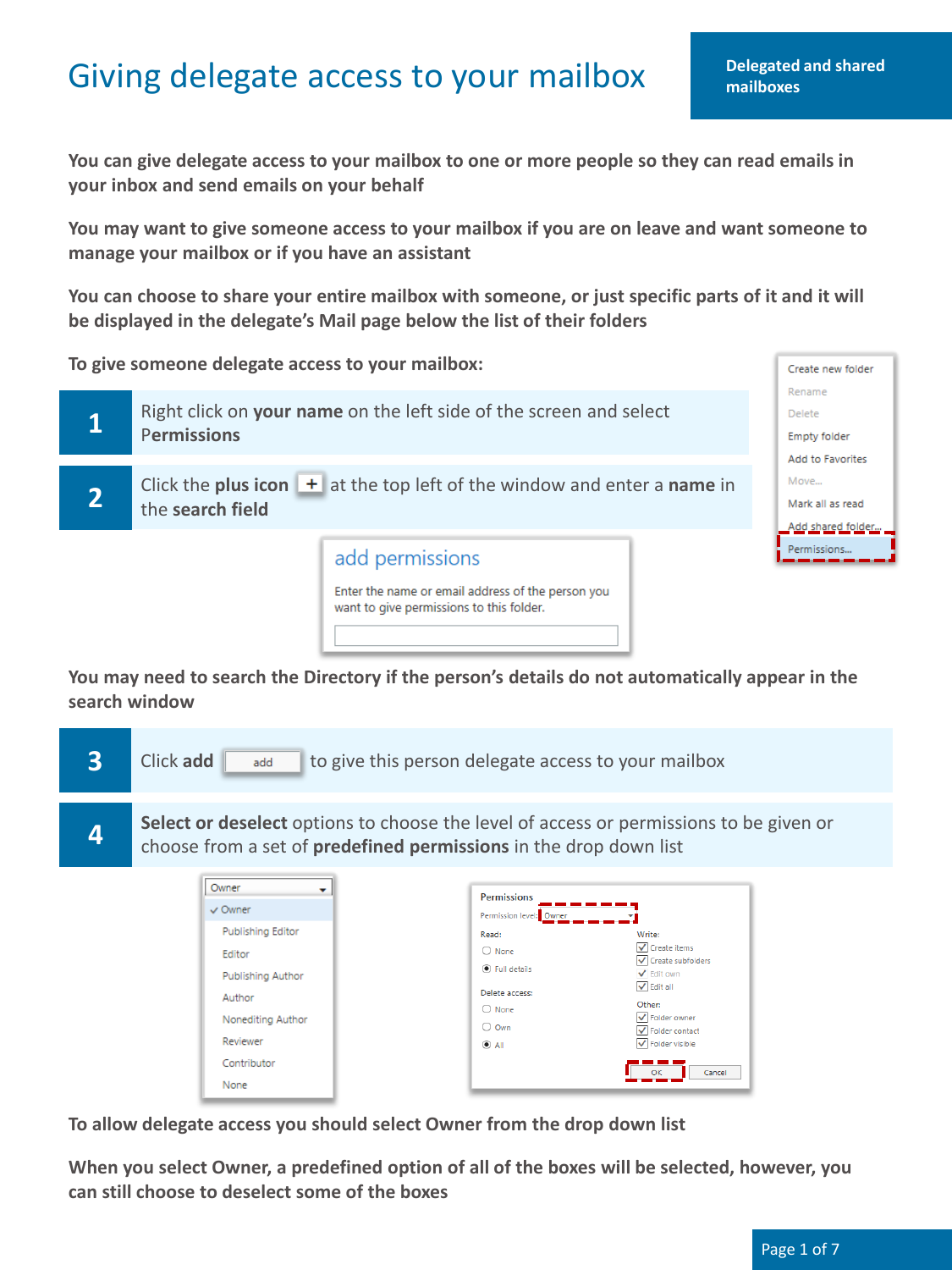# Giving delegate access to your mailbox

**Delegated and shared mailboxes**

**You can give delegate access to your mailbox to one or more people so they can read emails in your inbox and send emails on your behalf**

**You may want to give someone access to your mailbox if you are on leave and want someone to manage your mailbox or if you have an assistant**

**You can choose to share your entire mailbox with someone, or just specific parts of it and it will be displayed in the delegate's Mail page below the list of their folders**

**To give someone delegate access to your mailbox:**

**1** Right click on **your name** on the left side of the screen and select **Permissions**

**2** Click the **plus icon** + at the top left of the window and enter a **name** in the **search field**

**You may need to search the Directory if the person's details do not automatically appear in the search window**

**3** Click **add** to give this person delegate access to your mailbox

**4** **Select or deselect** options to choose the level of access or permissions to be given or choose from a set of **predefined permissions** in the drop down list

**To allow delegate access you should select Owner from the drop down list**

**When you select Owner, a predefined option of all of the boxes will be selected, however, you can still choose to deselect some of the boxes**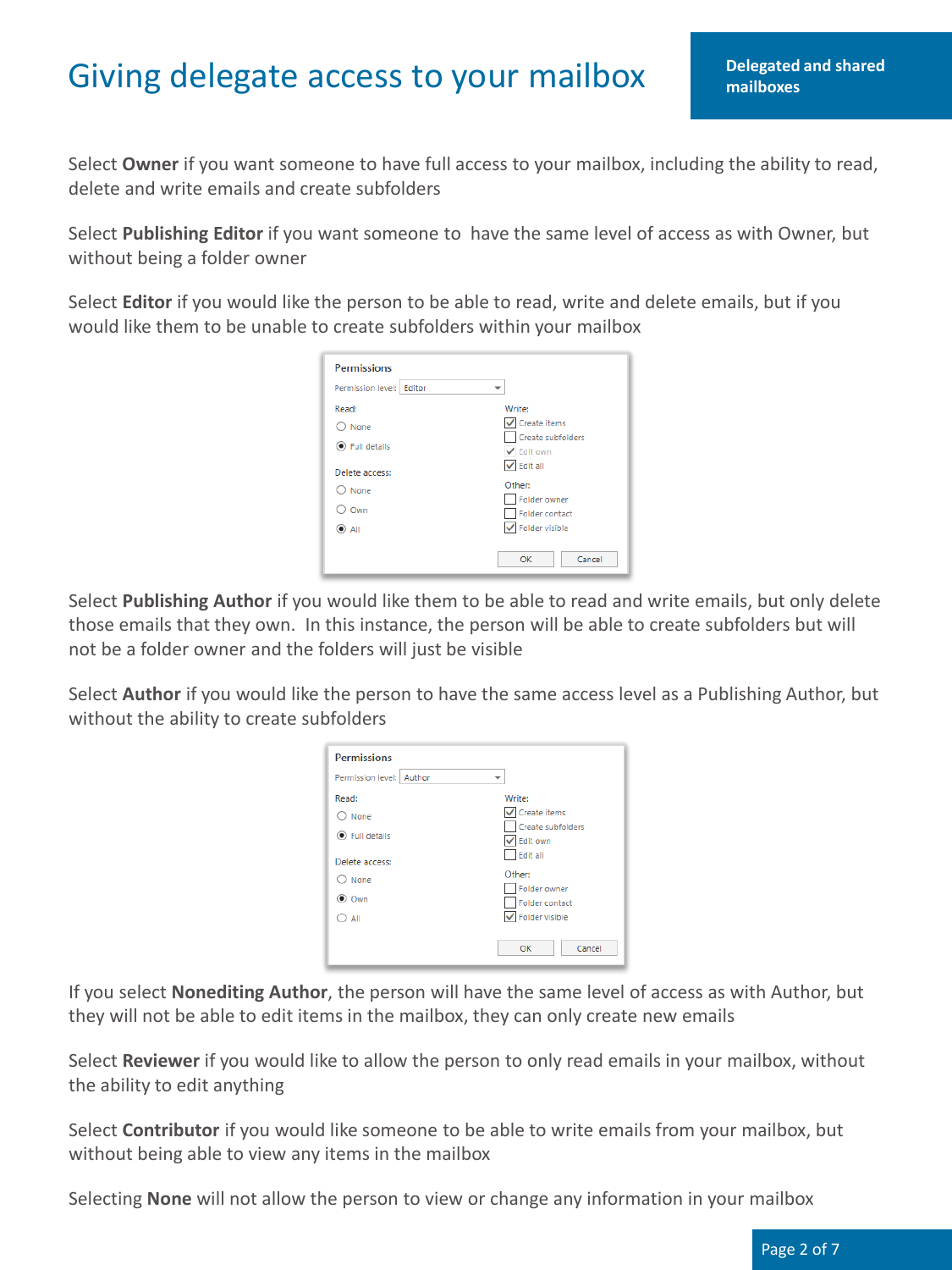# Giving delegate access to your mailbox

Select **Owner** if you want someone to have full access to your mailbox, including the ability to read, delete and write emails and create subfolders

Select **Publishing Editor** if you want someone to have the same level of access as with Owner, but without being a folder owner

Select **Editor** if you would like the person to be able to read, write and delete emails, but if you would like them to be unable to create subfolders within your mailbox

Permissions

Permission level: Editor

Read:
- None
- Full details

Delete access:
- None
- Own
- All

Write:
- Create items
- Create subfolders
- Edit own
- Edit all

Other:
- Folder owner
- Folder contact
- Folder visible

OK Cancel

Select **Publishing Author** if you would like them to be able to read and write emails, but only delete those emails that they own. In this instance, the person will be able to create subfolders but will not be a folder owner and the folders will just be visible

Select **Author** if you would like the person to have the same access level as a Publishing Author, but without the ability to create subfolders

Permissions

Permission level: Author

Read:
- None
- Full details

Delete access:
- None
- Own
- All

Write:
- Create items
- Create subfolders
- Edit own
- Edit all

Other:
- Folder owner
- Folder contact
- Folder visible

OK Cancel

If you select **Nonediting Author**, the person will have the same level of access as with Author, but they will not be able to edit items in the mailbox, they can only create new emails

Select **Reviewer** if you would like to allow the person to only read emails in your mailbox, without the ability to edit anything

Select **Contributor** if you would like someone to be able to write emails from your mailbox, but without being able to view any items in the mailbox

Selecting **None** will not allow the person to view or change any information in your mailbox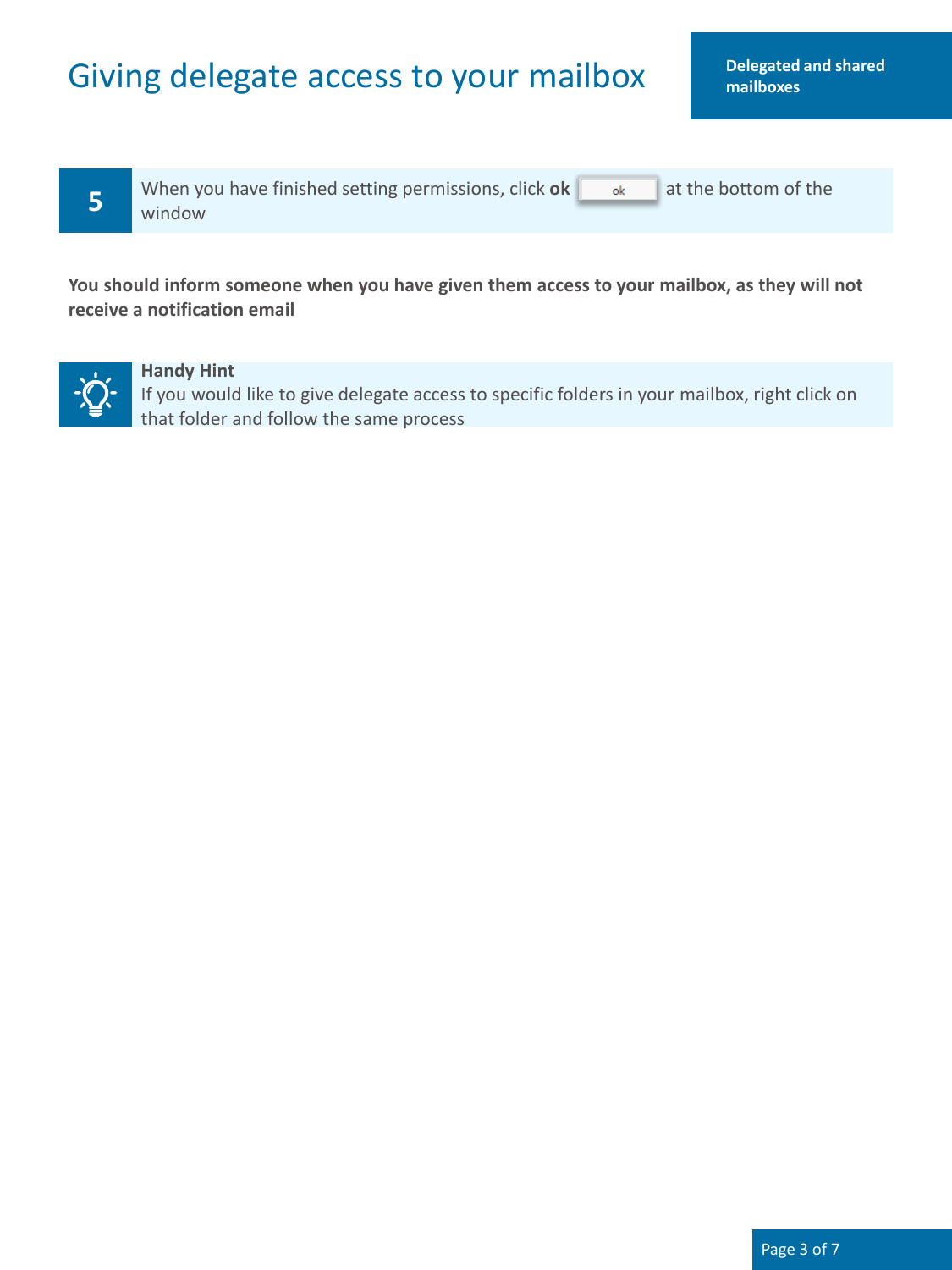# Giving delegate access to your mailbox

**Delegated and shared mailboxes**

**5** When you have finished setting permissions, click **ok** at the bottom of the window

**You should inform someone when you have given them access to your mailbox, as they will not receive a notification email**

**Handy Hint**
If you would like to give delegate access to specific folders in your mailbox, right click on that folder and follow the same process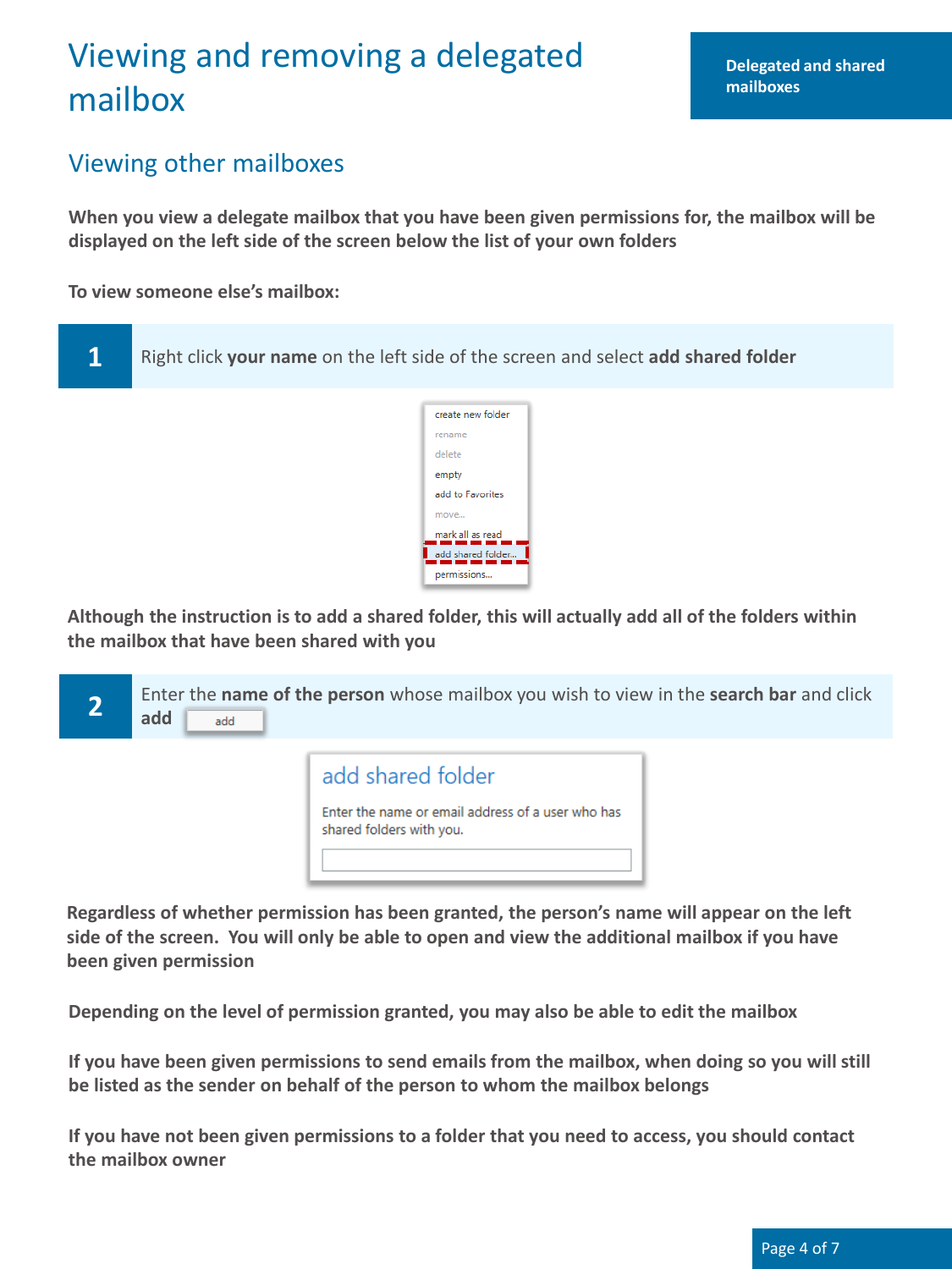# Viewing and removing a delegated mailbox

Delegated and shared mailboxes

## Viewing other mailboxes

**When you view a delegate mailbox that you have been given permissions for, the mailbox will be displayed on the left side of the screen below the list of your own folders**

**To view someone else's mailbox:**

**1** Right click **your name** on the left side of the screen and select **add shared folder**

create new folder
rename
delete
empty
add to Favorites
move...
mark all as read
add shared folder...
permissions...

**Although the instruction is to add a shared folder, this will actually add all of the folders within the mailbox that have been shared with you**

**2** Enter the **name of the person** whose mailbox you wish to view in the **search bar** and click **add** add

add shared folder

Enter the name or email address of a user who has shared folders with you.

**Regardless of whether permission has been granted, the person's name will appear on the left side of the screen. You will only be able to open and view the additional mailbox if you have been given permission**

**Depending on the level of permission granted, you may also be able to edit the mailbox**

**If you have been given permissions to send emails from the mailbox, when doing so you will still be listed as the sender on behalf of the person to whom the mailbox belongs**

**If you have not been given permissions to a folder that you need to access, you should contact the mailbox owner**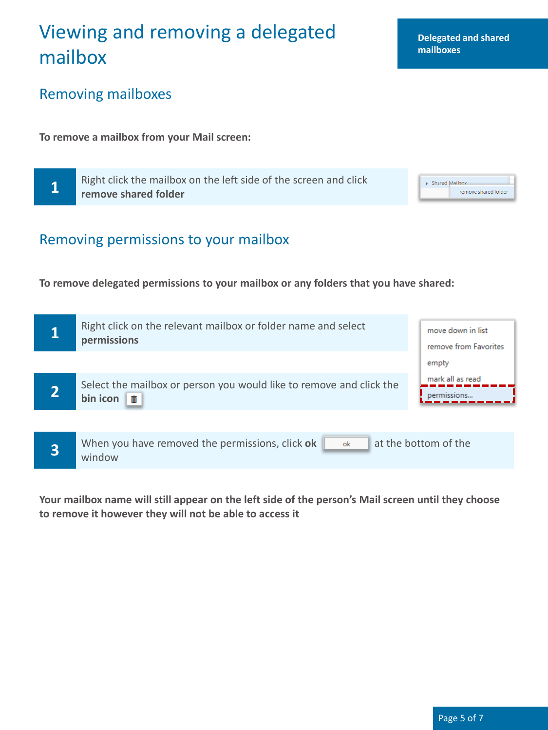# Viewing and removing a delegated mailbox

## Removing mailboxes

**To remove a mailbox from your Mail screen:**

1. Right click the mailbox on the left side of the screen and click **remove shared folder**

## Removing permissions to your mailbox

**To remove delegated permissions to your mailbox or any folders that you have shared:**

1. Right click on the relevant mailbox or folder name and select **permissions**
2. Select the mailbox or person you would like to remove and click the **bin icon**
3. When you have removed the permissions, click **ok** at the bottom of the window

**Your mailbox name will still appear on the left side of the person's Mail screen until they choose to remove it however they will not be able to access it**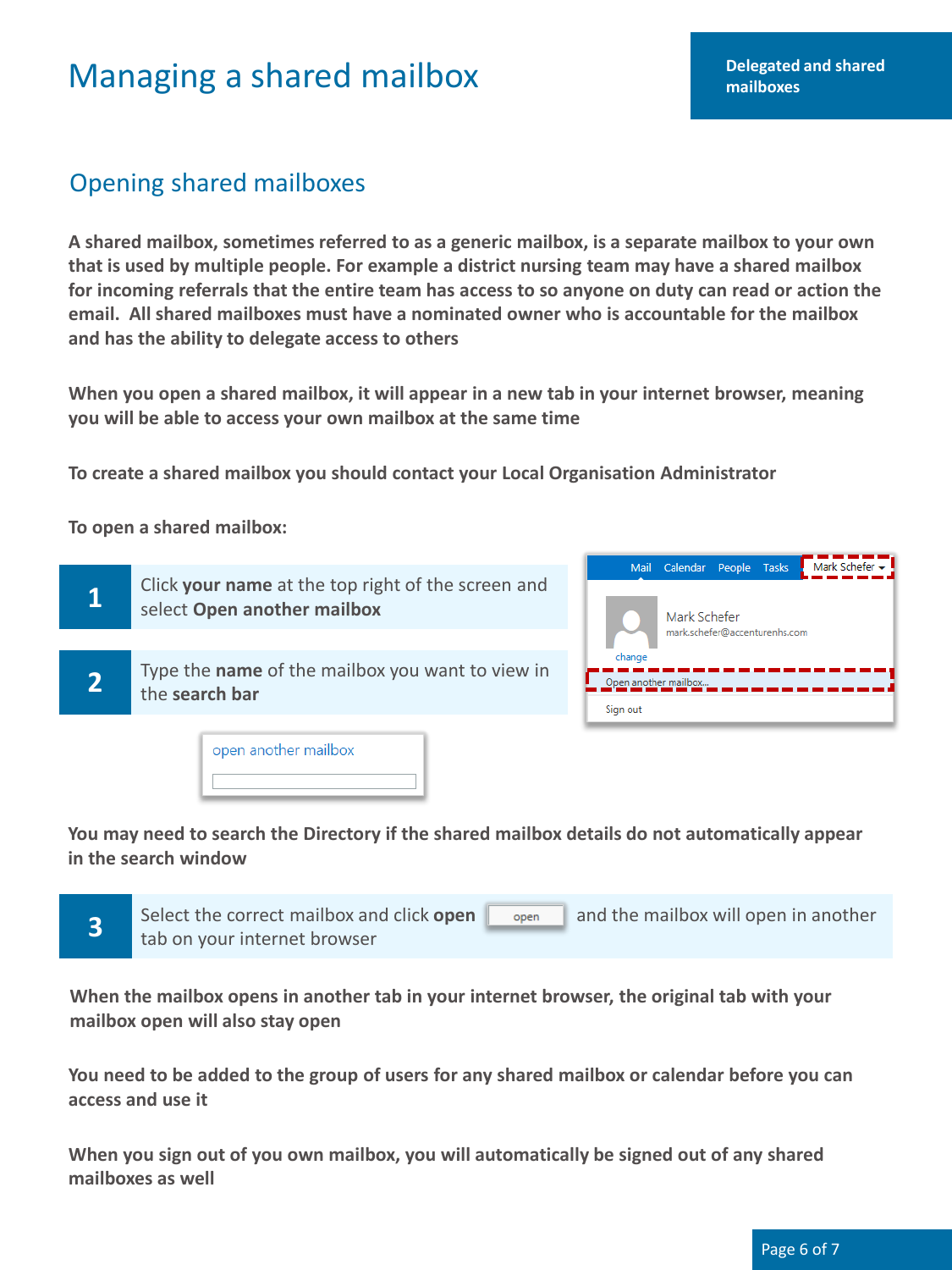# Managing a shared mailbox

Delegated and shared mailboxes

## Opening shared mailboxes

**A shared mailbox, sometimes referred to as a generic mailbox, is a separate mailbox to your own that is used by multiple people. For example a district nursing team may have a shared mailbox for incoming referrals that the entire team has access to so anyone on duty can read or action the email. All shared mailboxes must have a nominated owner who is accountable for the mailbox and has the ability to delegate access to others**

**When you open a shared mailbox, it will appear in a new tab in your internet browser, meaning you will be able to access your own mailbox at the same time**

**To create a shared mailbox you should contact your Local Organisation Administrator**

**To open a shared mailbox:**

1. Click **your name** at the top right of the screen and select **Open another mailbox**
2. Type the **name** of the mailbox you want to view in the **search bar**

**You may need to search the Directory if the shared mailbox details do not automatically appear in the search window**

3. Select the correct mailbox and click **open** and the mailbox will open in another tab on your internet browser

**When the mailbox opens in another tab in your internet browser, the original tab with your mailbox open will also stay open**

**You need to be added to the group of users for any shared mailbox or calendar before you can access and use it**

**When you sign out of you own mailbox, you will automatically be signed out of any shared mailboxes as well**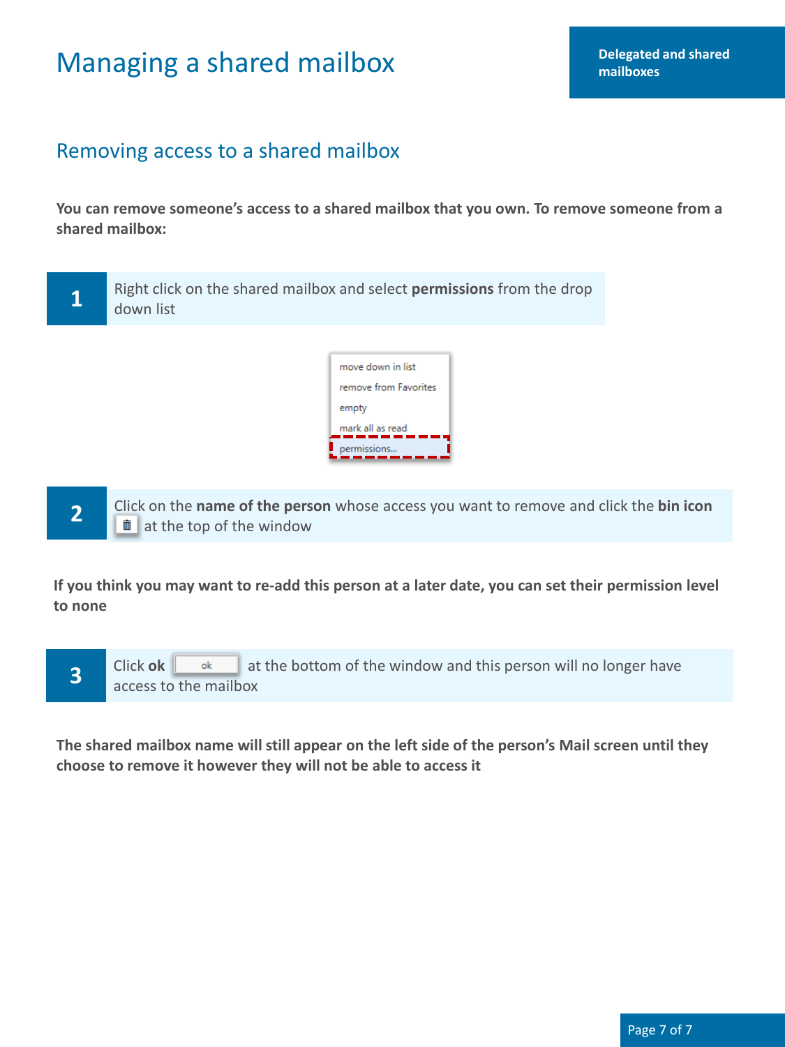# Managing a shared mailbox

Delegated and shared mailboxes

## Removing access to a shared mailbox

**You can remove someone's access to a shared mailbox that you own. To remove someone from a shared mailbox:**

**1** Right click on the shared mailbox and select **permissions** from the drop down list

**2** Click on the **name of the person** whose access you want to remove and click the **bin icon** at the top of the window

**If you think you may want to re-add this person at a later date, you can set their permission level to none**

**3** Click **ok** at the bottom of the window and this person will no longer have access to the mailbox

**The shared mailbox name will still appear on the left side of the person's Mail screen until they choose to remove it however they will not be able to access it**